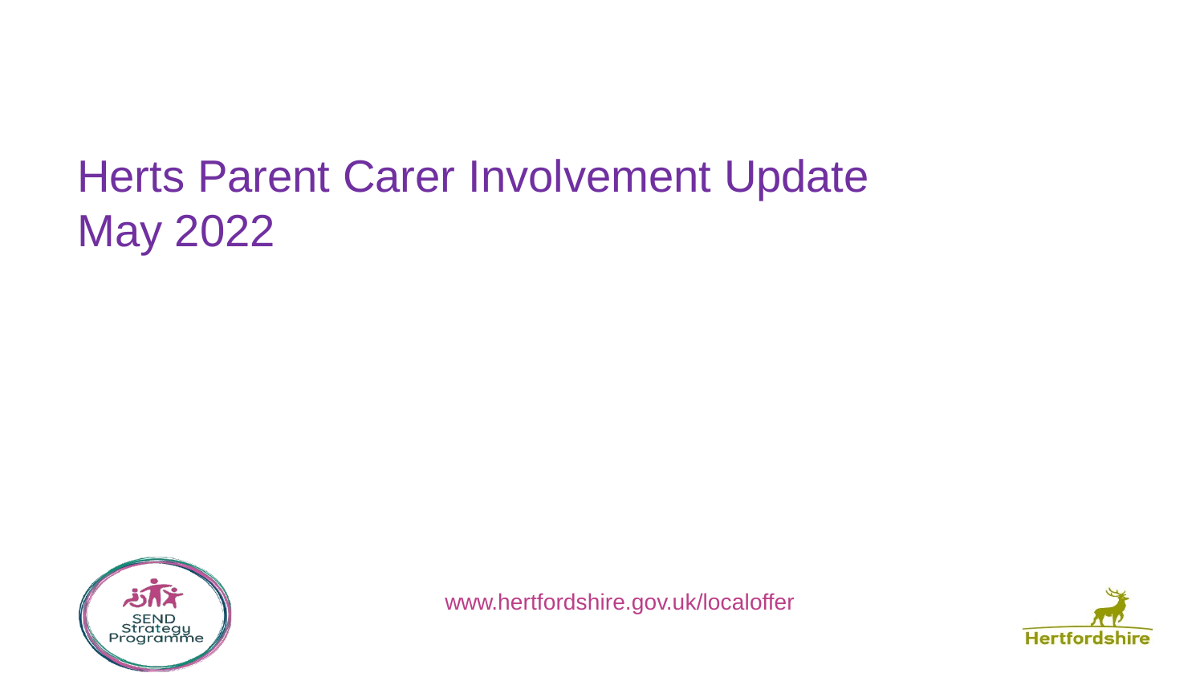# Herts Parent Carer Involvement Update
# May 2022

SEND Strategy Programme

www.hertfordshire.gov.uk/localoffer

Hertfordshire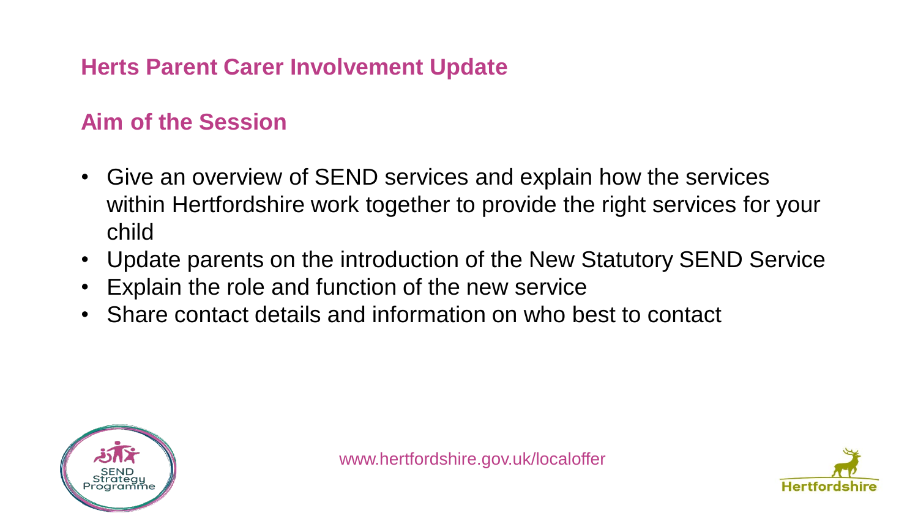## Herts Parent Carer Involvement Update

## Aim of the Session

- Give an overview of SEND services and explain how the services within Hertfordshire work together to provide the right services for your child
- Update parents on the introduction of the New Statutory SEND Service
- Explain the role and function of the new service
- Share contact details and information on who best to contact

www.hertfordshire.gov.uk/localoffer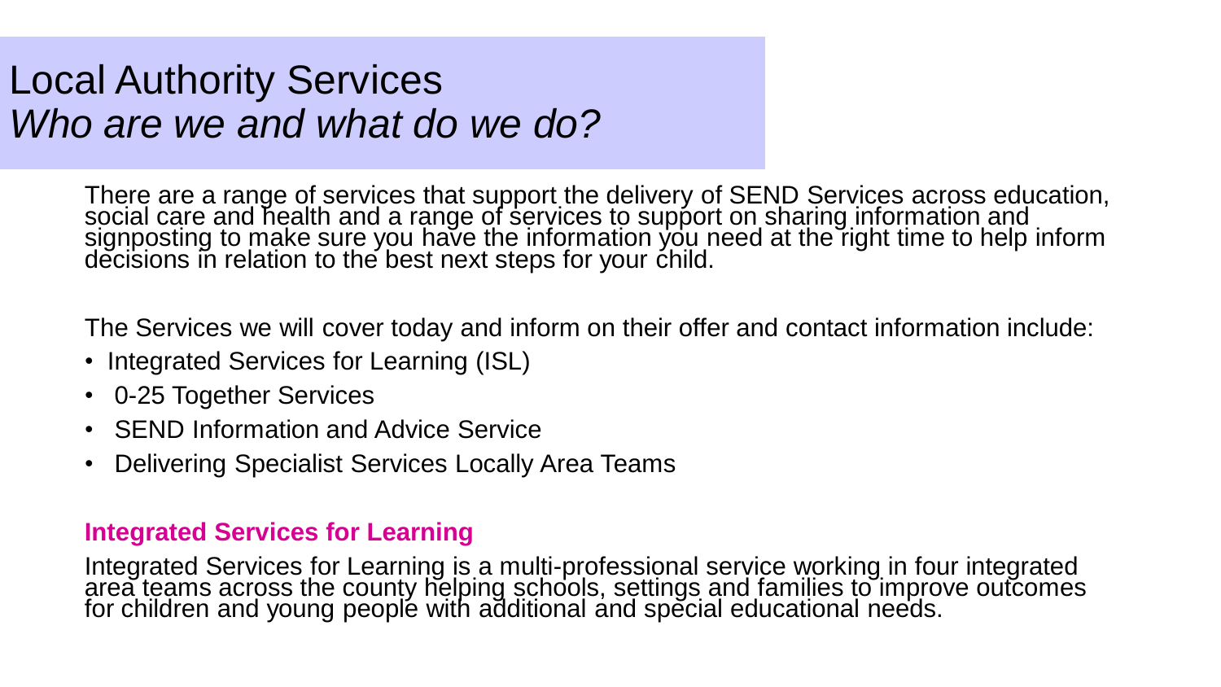# Local Authority Services
*Who are we and what do we do?*

There are a range of services that support the delivery of SEND Services across education, social care and health and a range of services to support on sharing information and signposting to make sure you have the information you need at the right time to help inform decisions in relation to the best next steps for your child.

The Services we will cover today and inform on their offer and contact information include:

- Integrated Services for Learning (ISL)
- 0-25 Together Services
- SEND Information and Advice Service
- Delivering Specialist Services Locally Area Teams

**Integrated Services for Learning**

Integrated Services for Learning is a multi-professional service working in four integrated area teams across the county helping schools, settings and families to improve outcomes for children and young people with additional and special educational needs.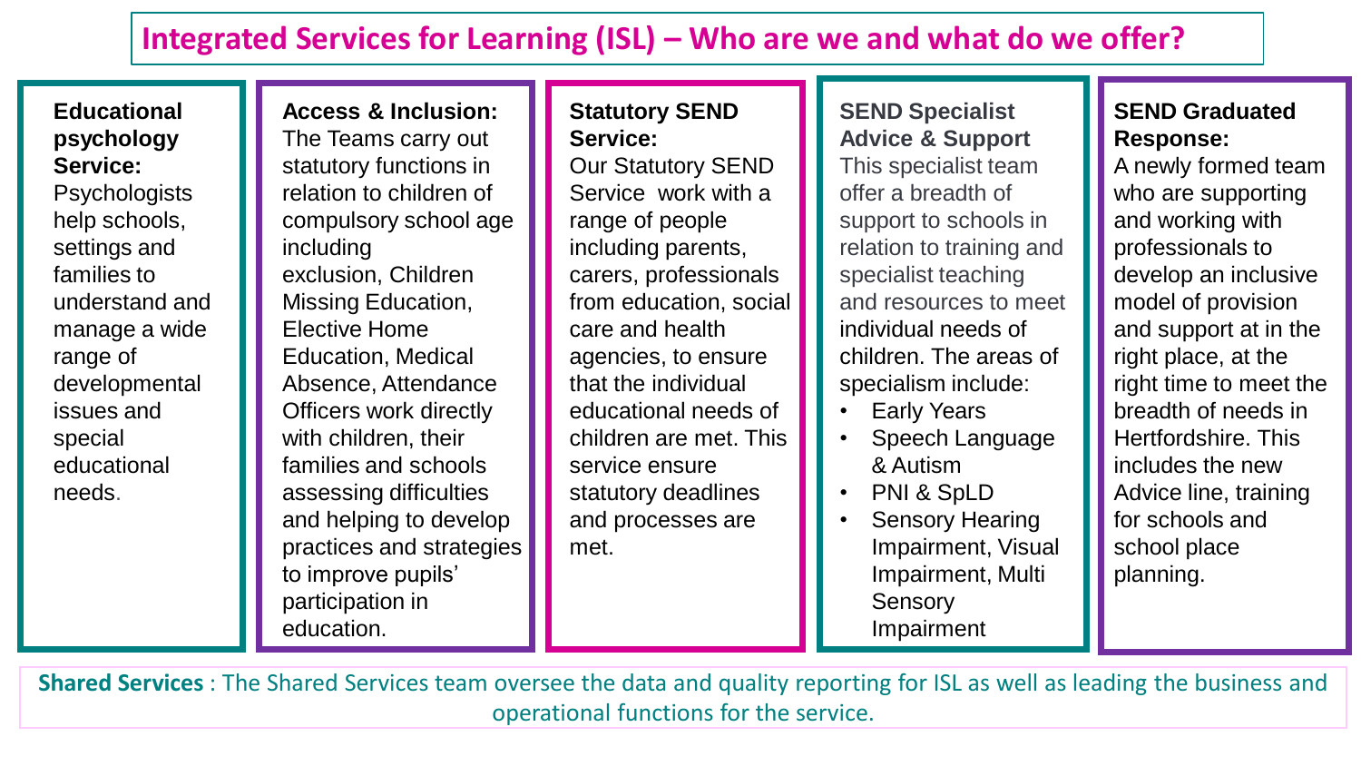# Integrated Services for Learning (ISL) – Who are we and what do we offer?

**Educational psychology Service:**
Psychologists help schools, settings and families to understand and manage a wide range of developmental issues and special educational needs.

**Access & Inclusion:**
The Teams carry out statutory functions in relation to children of compulsory school age including exclusion, Children Missing Education, Elective Home Education, Medical Absence, Attendance Officers work directly with children, their families and schools assessing difficulties and helping to develop practices and strategies to improve pupils' participation in education.

**Statutory SEND Service:**
Our Statutory SEND Service work with a range of people including parents, carers, professionals from education, social care and health agencies, to ensure that the individual educational needs of children are met. This service ensure statutory deadlines and processes are met.

**SEND Specialist Advice & Support**
This specialist team offer a breadth of support to schools in relation to training and specialist teaching and resources to meet individual needs of children. The areas of specialism include:

- Early Years
- Speech Language & Autism
- PNI & SpLD
- Sensory Hearing Impairment, Visual Impairment, Multi Sensory Impairment

**SEND Graduated Response:**
A newly formed team who are supporting and working with professionals to develop an inclusive model of provision and support at in the right place, at the right time to meet the breadth of needs in Hertfordshire. This includes the new Advice line, training for schools and school place planning.

**Shared Services** : The Shared Services team oversee the data and quality reporting for ISL as well as leading the business and operational functions for the service.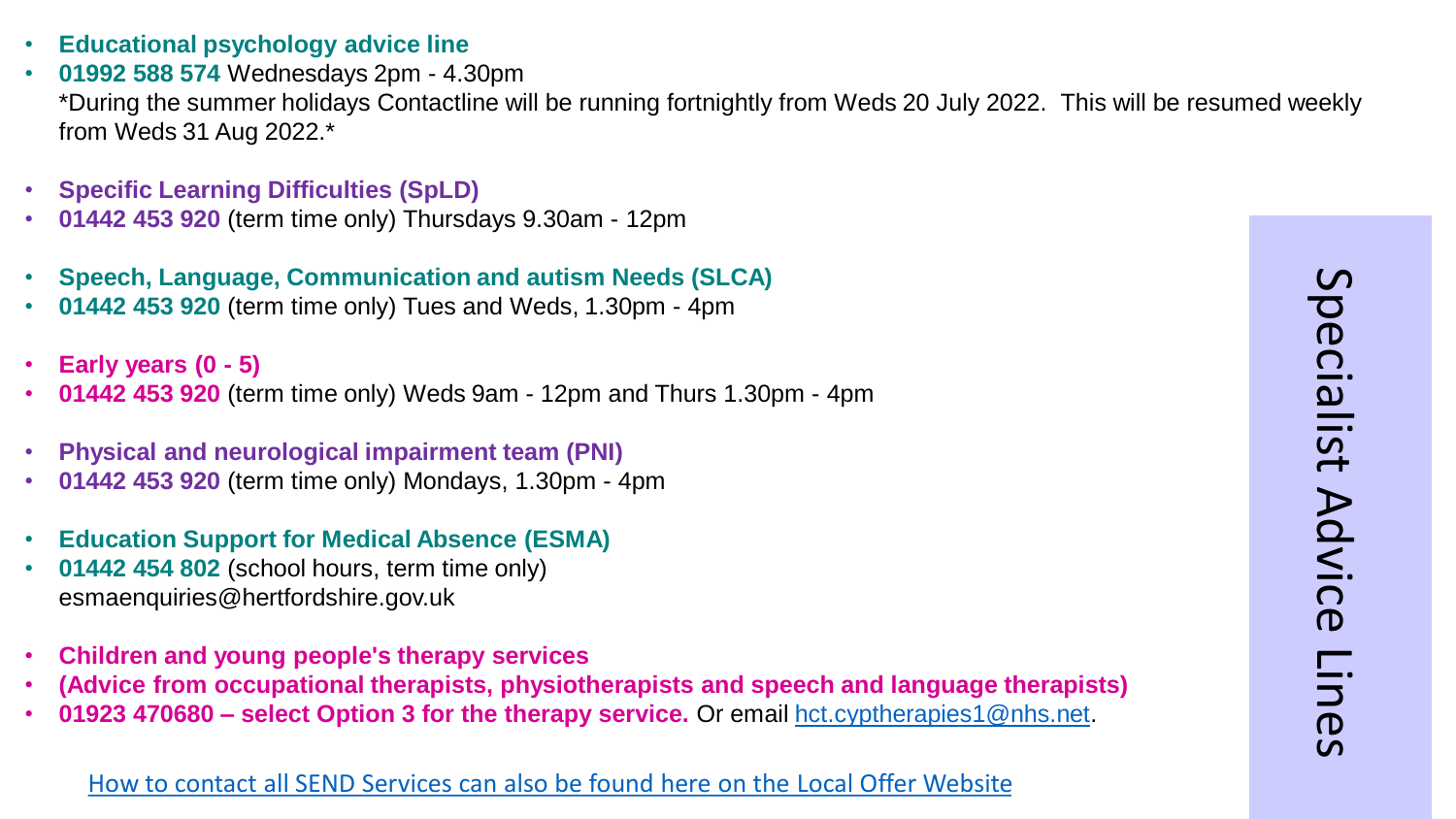## Specialist Advice Lines

- **Educational psychology advice line**
- **01992 588 574** Wednesdays 2pm - 4.30pm
  *During the summer holidays Contactline will be running fortnightly from Weds 20 July 2022. This will be resumed weekly from Weds 31 Aug 2022.*

- **Specific Learning Difficulties (SpLD)**
- **01442 453 920** (term time only) Thursdays 9.30am - 12pm

- **Speech, Language, Communication and autism Needs (SLCA)**
- **01442 453 920** (term time only) Tues and Weds, 1.30pm - 4pm

- **Early years (0 - 5)**
- **01442 453 920** (term time only) Weds 9am - 12pm and Thurs 1.30pm - 4pm

- **Physical and neurological impairment team (PNI)**
- **01442 453 920** (term time only) Mondays, 1.30pm - 4pm

- **Education Support for Medical Absence (ESMA)**
- **01442 454 802** (school hours, term time only)
  esmaenquiries@hertfordshire.gov.uk

- **Children and young people's therapy services**
- **(Advice from occupational therapists, physiotherapists and speech and language therapists)**
- **01923 470680 – select Option 3 for the therapy service.** Or email hct.cyptherapies1@nhs.net.

How to contact all SEND Services can also be found here on the Local Offer Website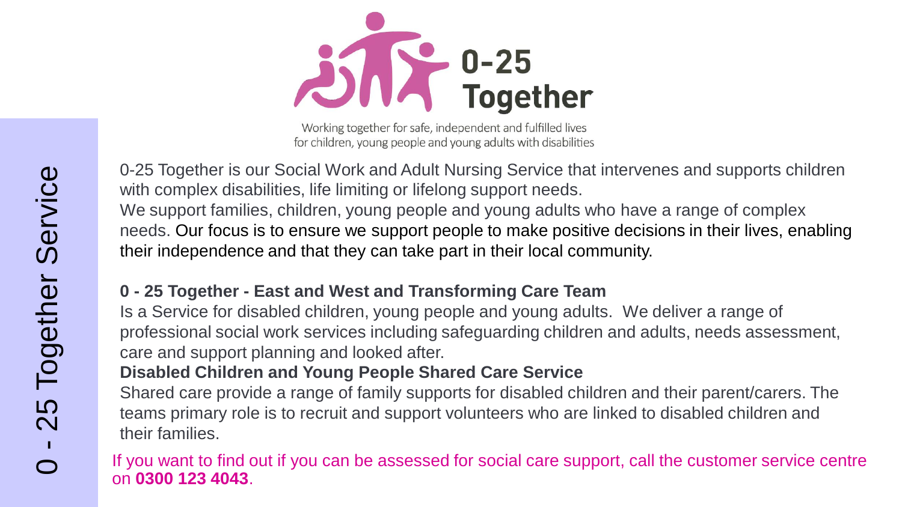# 0 - 25 Together Service

**0-25 Together**

Working together for safe, independent and fulfilled lives for children, young people and young adults with disabilities

0-25 Together is our Social Work and Adult Nursing Service that intervenes and supports children with complex disabilities, life limiting or lifelong support needs.

We support families, children, young people and young adults who have a range of complex needs. Our focus is to ensure we support people to make positive decisions in their lives, enabling their independence and that they can take part in their local community.

**0 - 25 Together - East and West and Transforming Care Team**

Is a Service for disabled children, young people and young adults. We deliver a range of professional social work services including safeguarding children and adults, needs assessment, care and support planning and looked after.

**Disabled Children and Young People Shared Care Service**

Shared care provide a range of family supports for disabled children and their parent/carers. The teams primary role is to recruit and support volunteers who are linked to disabled children and their families.

If you want to find out if you can be assessed for social care support, call the customer service centre on **0300 123 4043**.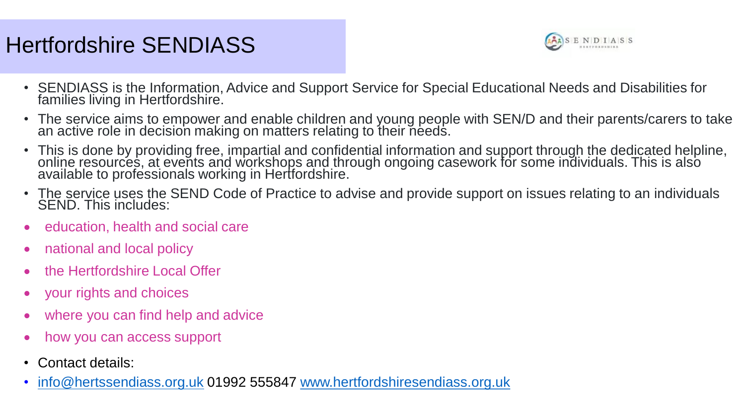# Hertfordshire SENDIASS

- SENDIASS is the Information, Advice and Support Service for Special Educational Needs and Disabilities for families living in Hertfordshire.
- The service aims to empower and enable children and young people with SEN/D and their parents/carers to take an active role in decision making on matters relating to their needs.
- This is done by providing free, impartial and confidential information and support through the dedicated helpline, online resources, at events and workshops and through ongoing casework for some individuals. This is also available to professionals working in Hertfordshire.
- The service uses the SEND Code of Practice to advise and provide support on issues relating to an individuals SEND. This includes:
- education, health and social care
- national and local policy
- the Hertfordshire Local Offer
- your rights and choices
- where you can find help and advice
- how you can access support
- Contact details:
- info@hertssendiass.org.uk 01992 555847 www.hertfordshiresendiass.org.uk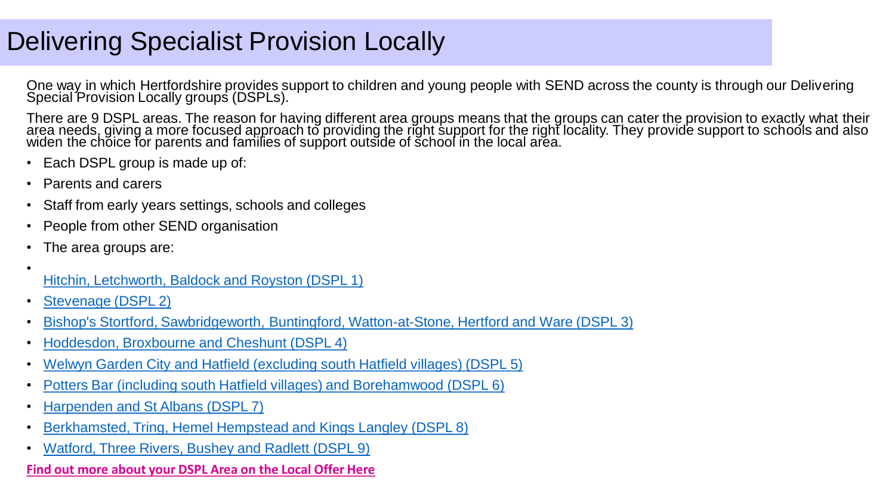# Delivering Specialist Provision Locally

One way in which Hertfordshire provides support to children and young people with SEND across the county is through our Delivering Special Provision Locally groups (DSPLs).

There are 9 DSPL areas. The reason for having different area groups means that the groups can cater the provision to exactly what their area needs, giving a more focused approach to providing the right support for the right locality. They provide support to schools and also widen the choice for parents and families of support outside of school in the local area.

- Each DSPL group is made up of:
- Parents and carers
- Staff from early years settings, schools and colleges
- People from other SEND organisation
- The area groups are:
- Hitchin, Letchworth, Baldock and Royston (DSPL 1)
- Stevenage (DSPL 2)
- Bishop's Stortford, Sawbridgeworth, Buntingford, Watton-at-Stone, Hertford and Ware (DSPL 3)
- Hoddesdon, Broxbourne and Cheshunt (DSPL 4)
- Welwyn Garden City and Hatfield (excluding south Hatfield villages) (DSPL 5)
- Potters Bar (including south Hatfield villages) and Borehamwood (DSPL 6)
- Harpenden and St Albans (DSPL 7)
- Berkhamsted, Tring, Hemel Hempstead and Kings Langley (DSPL 8)
- Watford, Three Rivers, Bushey and Radlett (DSPL 9)

**Find out more about your DSPL Area on the Local Offer Here**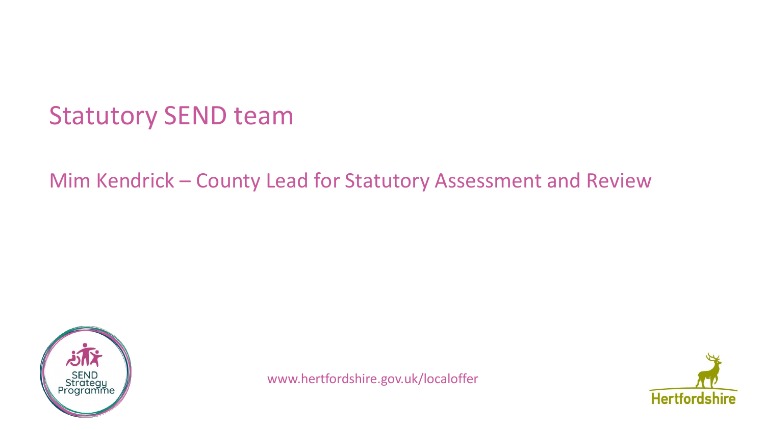# Statutory SEND team

Mim Kendrick – County Lead for Statutory Assessment and Review

www.hertfordshire.gov.uk/localoffer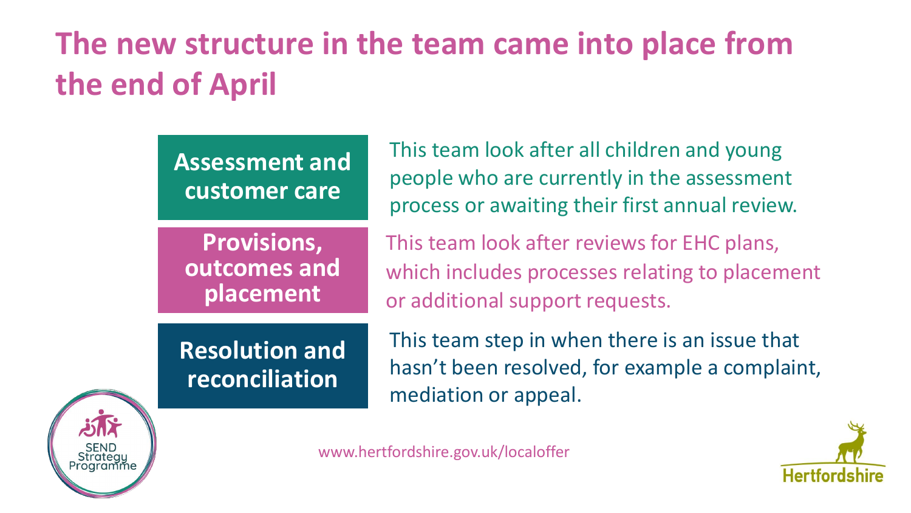# The new structure in the team came into place from the end of April

| Team | Description |
| --- | --- |
| **Assessment and customer care** | This team look after all children and young people who are currently in the assessment process or awaiting their first annual review. |
| **Provisions, outcomes and placement** | This team look after reviews for EHC plans, which includes processes relating to placement or additional support requests. |
| **Resolution and reconciliation** | This team step in when there is an issue that hasn't been resolved, for example a complaint, mediation or appeal. |

SEND Strategy Programme

www.hertfordshire.gov.uk/localoffer

Hertfordshire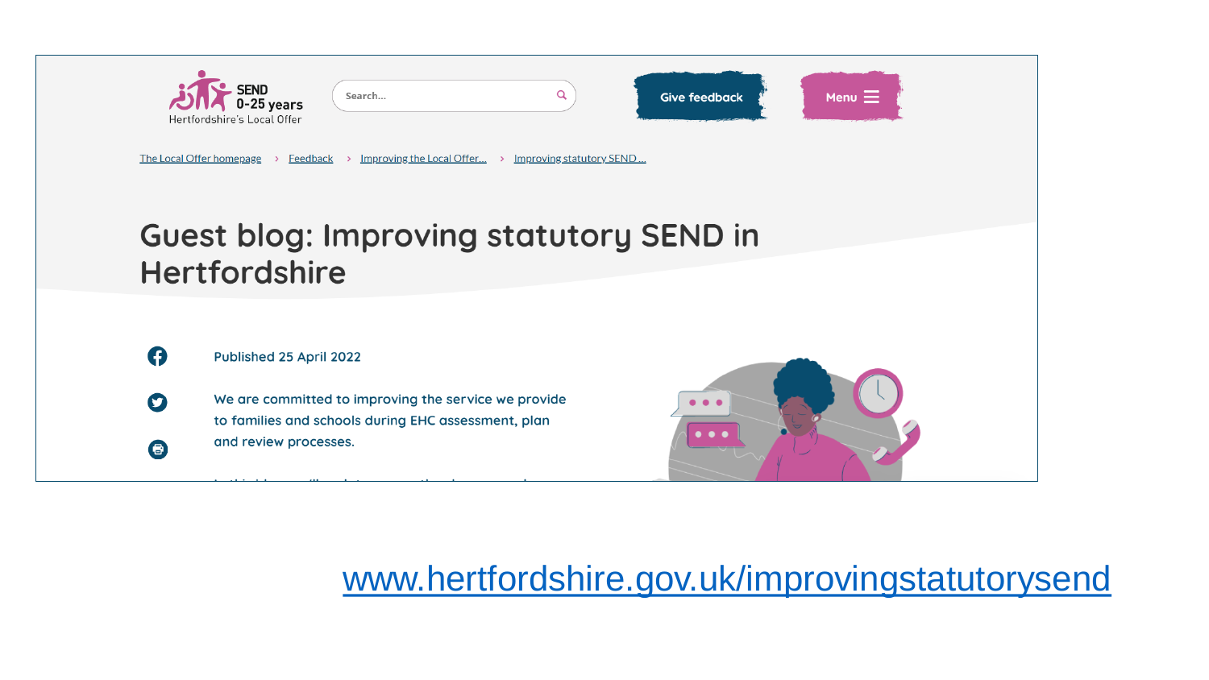SEND 0-25 years
Hertfordshire's Local Offer

Search...

Give feedback

Menu

The Local Offer homepage > Feedback > Improving the Local Offer... > Improving statutory SEND ...

# Guest blog: Improving statutory SEND in Hertfordshire

Published 25 April 2022

We are committed to improving the service we provide to families and schools during EHC assessment, plan and review processes.

www.hertfordshire.gov.uk/improvingstatutorysend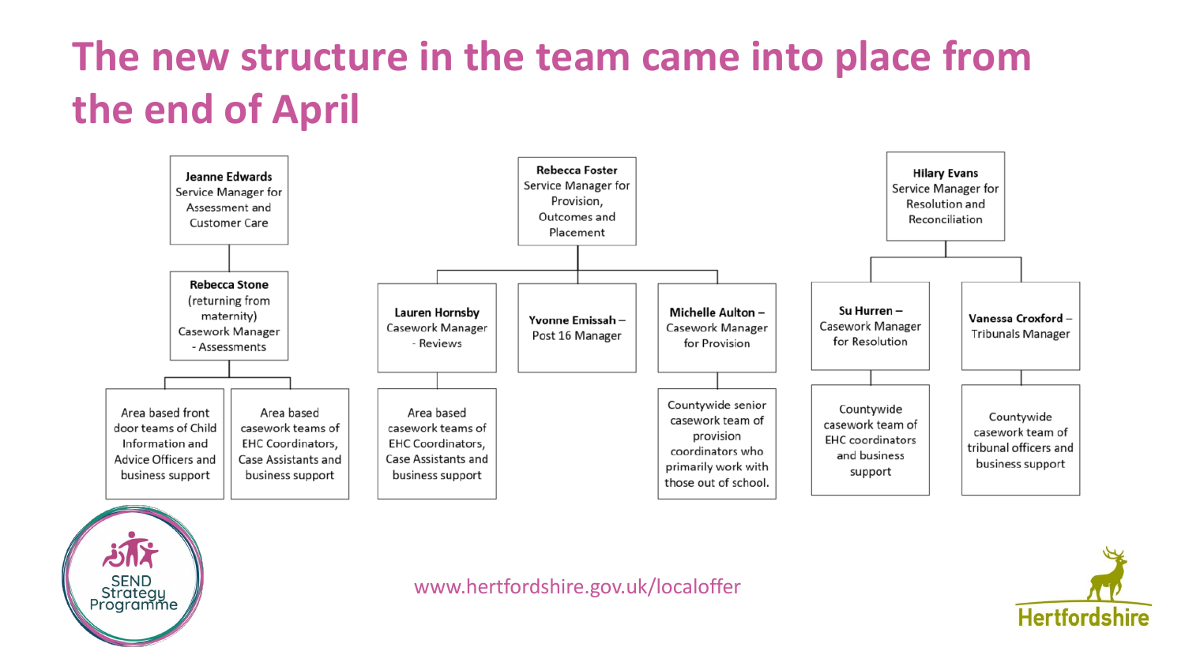# The new structure in the team came into place from the end of April

- **Jeanne Edwards** Service Manager for Assessment and Customer Care
  - **Rebecca Stone** (returning from maternity) Casework Manager - Assessments
    - Area based front door teams of Child Information and Advice Officers and business support
    - Area based casework teams of EHC Coordinators, Case Assistants and business support

- **Rebecca Foster** Service Manager for Provision, Outcomes and Placement
  - **Lauren Hornsby** Casework Manager - Reviews
    - Area based casework teams of EHC Coordinators, Case Assistants and business support
  - **Yvonne Emissah** – Post 16 Manager
  - **Michelle Aulton** – Casework Manager for Provision
    - Countywide senior casework team of provision coordinators who primarily work with those out of school.

- **Hilary Evans** Service Manager for Resolution and Reconciliation
  - **Su Hurren** – Casework Manager for Resolution
    - Countywide casework team of EHC coordinators and business support
  - **Vanessa Croxford** – Tribunals Manager
    - Countywide casework team of tribunal officers and business support

SEND Strategy Programme

www.hertfordshire.gov.uk/localoffer

Hertfordshire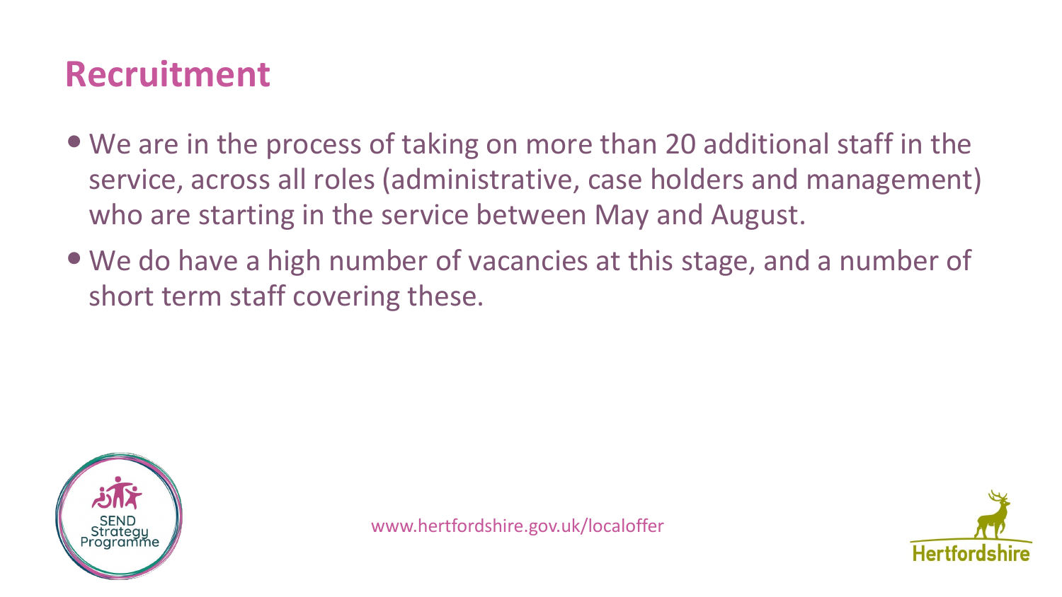# Recruitment

- We are in the process of taking on more than 20 additional staff in the service, across all roles (administrative, case holders and management) who are starting in the service between May and August.
- We do have a high number of vacancies at this stage, and a number of short term staff covering these.

www.hertfordshire.gov.uk/localoffer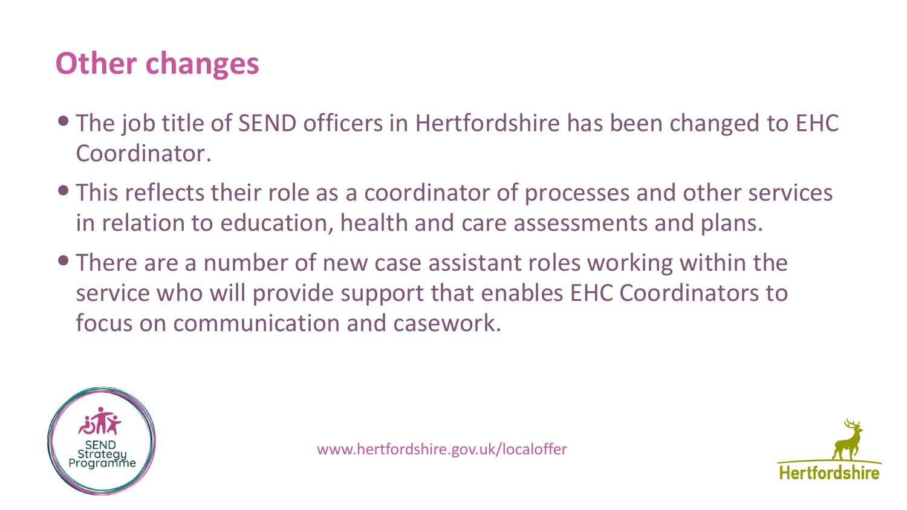# Other changes

- The job title of SEND officers in Hertfordshire has been changed to EHC Coordinator.
- This reflects their role as a coordinator of processes and other services in relation to education, health and care assessments and plans.
- There are a number of new case assistant roles working within the service who will provide support that enables EHC Coordinators to focus on communication and casework.

www.hertfordshire.gov.uk/localoffer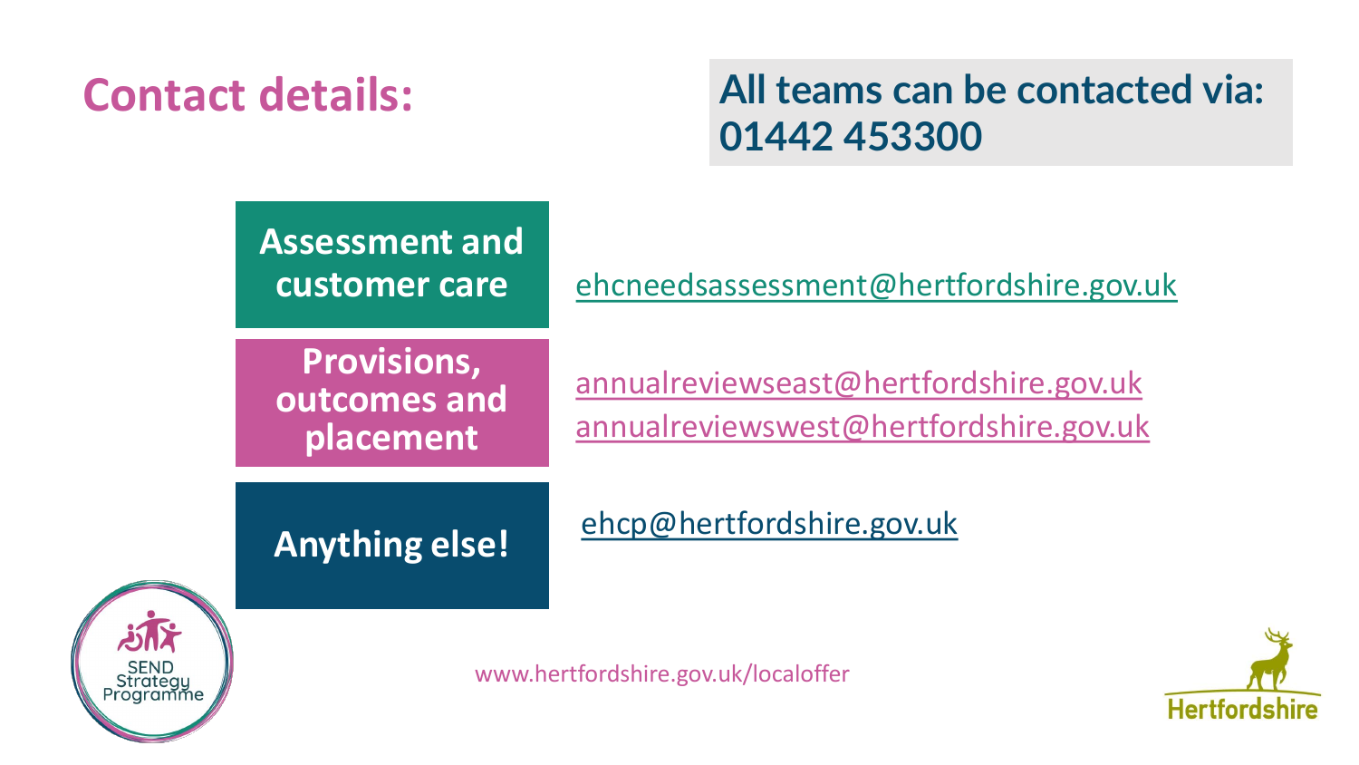# Contact details:

**All teams can be contacted via: 01442 453300**

| | |
|---|---|
| **Assessment and customer care** | ehcneedsassessment@hertfordshire.gov.uk |
| **Provisions, outcomes and placement** | annualreviewseast@hertfordshire.gov.uk<br>annualreviewswest@hertfordshire.gov.uk |
| **Anything else!** | ehcp@hertfordshire.gov.uk |

www.hertfordshire.gov.uk/localoffer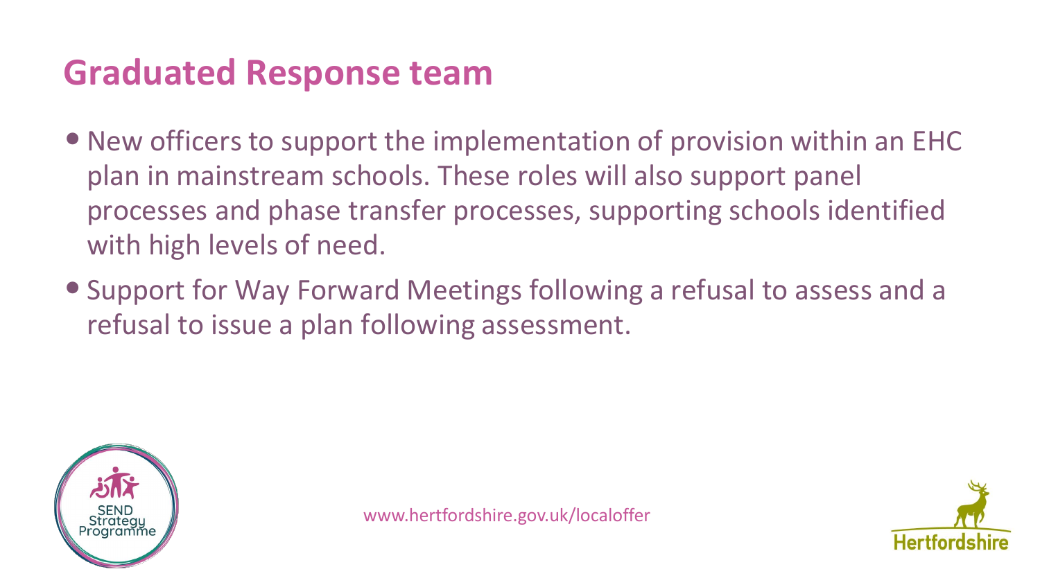# Graduated Response team

- New officers to support the implementation of provision within an EHC plan in mainstream schools. These roles will also support panel processes and phase transfer processes, supporting schools identified with high levels of need.
- Support for Way Forward Meetings following a refusal to assess and a refusal to issue a plan following assessment.

www.hertfordshire.gov.uk/localoffer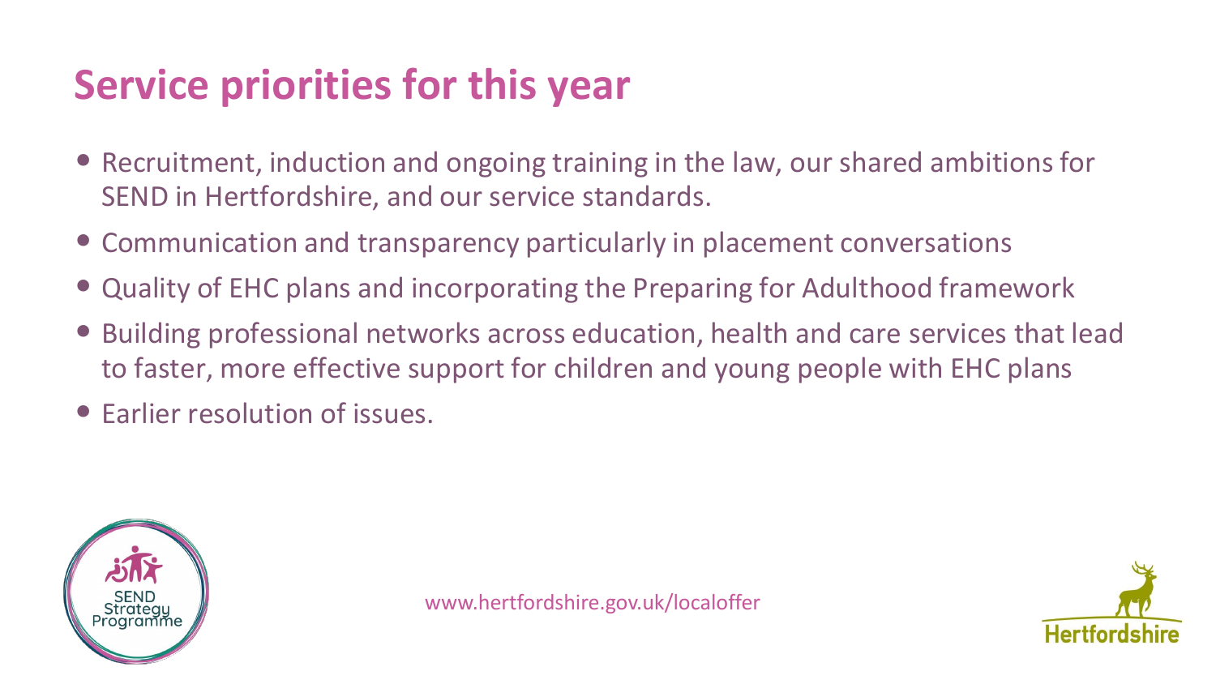# Service priorities for this year

- Recruitment, induction and ongoing training in the law, our shared ambitions for SEND in Hertfordshire, and our service standards.
- Communication and transparency particularly in placement conversations
- Quality of EHC plans and incorporating the Preparing for Adulthood framework
- Building professional networks across education, health and care services that lead to faster, more effective support for children and young people with EHC plans
- Earlier resolution of issues.

www.hertfordshire.gov.uk/localoffer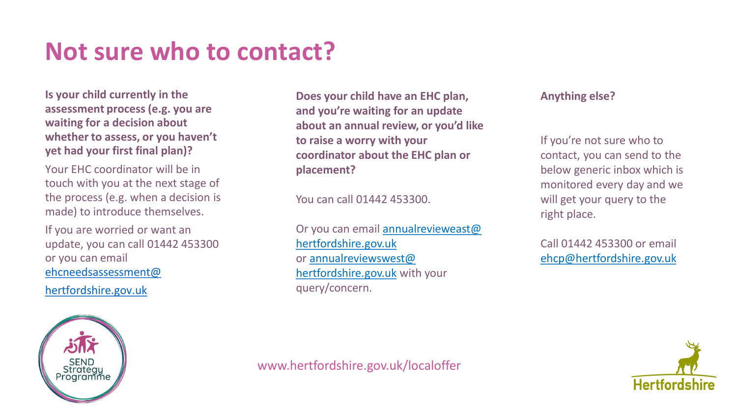# Not sure who to contact?

**Is your child currently in the assessment process (e.g. you are waiting for a decision about whether to assess, or you haven't yet had your first final plan)?**

Your EHC coordinator will be in touch with you at the next stage of the process (e.g. when a decision is made) to introduce themselves.

If you are worried or want an update, you can call 01442 453300 or you can email ehcneedsassessment@hertfordshire.gov.uk

**Does your child have an EHC plan, and you're waiting for an update about an annual review, or you'd like to raise a worry with your coordinator about the EHC plan or placement?**

You can call 01442 453300.

Or you can email annualrevieweast@hertfordshire.gov.uk or annualreviewswest@hertfordshire.gov.uk with your query/concern.

**Anything else?**

If you're not sure who to contact, you can send to the below generic inbox which is monitored every day and we will get your query to the right place.

Call 01442 453300 or email ehcp@hertfordshire.gov.uk

SEND Strategy Programme

www.hertfordshire.gov.uk/localoffer

Hertfordshire